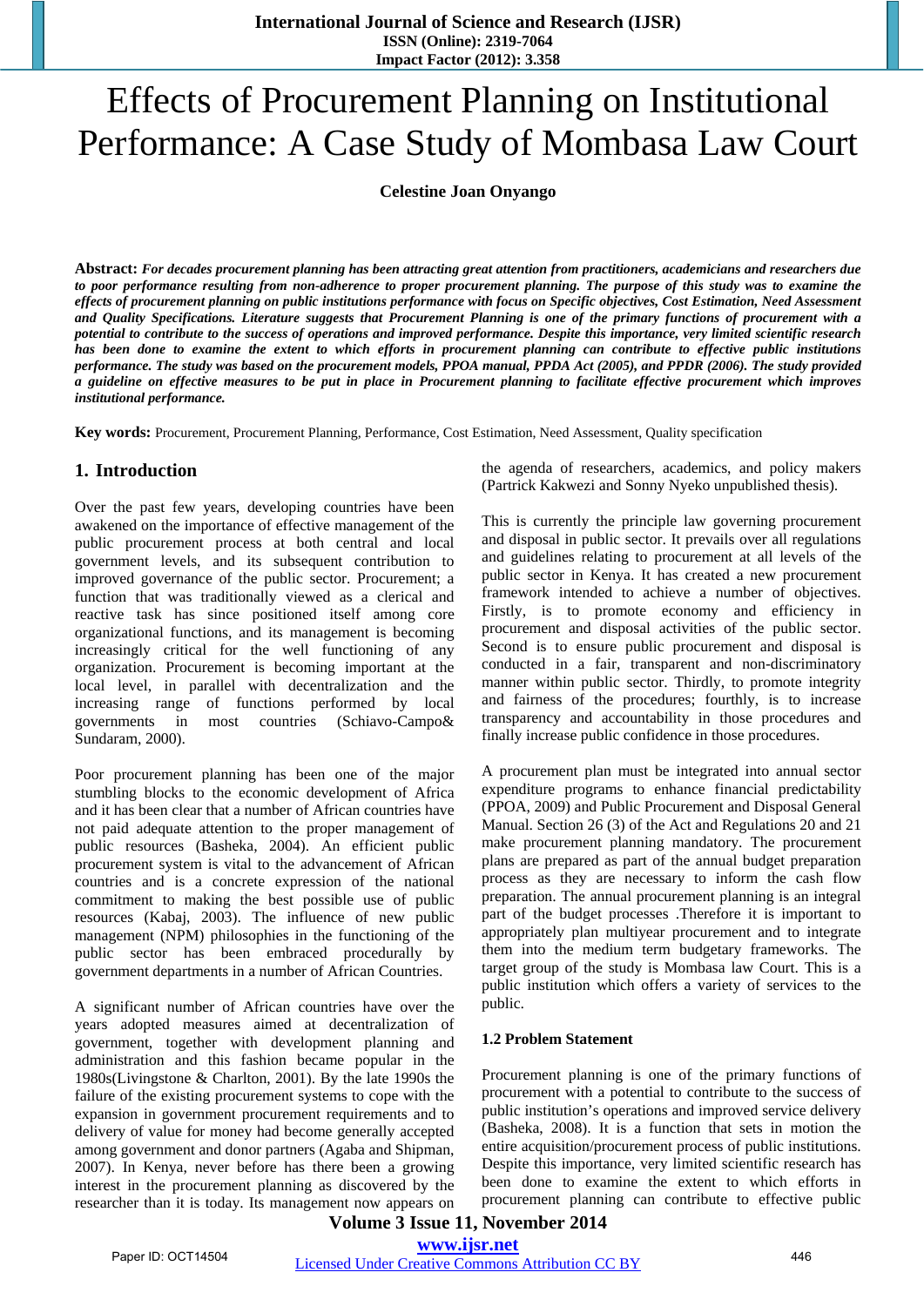# Effects of Procurement Planning on Institutional Performance: A Case Study of Mombasa Law Court

**Celestine Joan Onyango**

**Abstract:** ***For decades procurement planning has been attracting great attention from practitioners, academicians and researchers due to poor performance resulting from non-adherence to proper procurement planning. The purpose of this study was to examine the effects of procurement planning on public institutions performance with focus on Specific objectives, Cost Estimation, Need Assessment and Quality Specifications. Literature suggests that Procurement Planning is one of the primary functions of procurement with a potential to contribute to the success of operations and improved performance. Despite this importance, very limited scientific research has been done to examine the extent to which efforts in procurement planning can contribute to effective public institutions performance. The study was based on the procurement models, PPOA manual, PPDA Act (2005), and PPDR (2006). The study provided a guideline on effective measures to be put in place in Procurement planning to facilitate effective procurement which improves institutional performance.***

**Key words:** Procurement, Procurement Planning, Performance, Cost Estimation, Need Assessment, Quality specification

## 1. Introduction

Over the past few years, developing countries have been awakened on the importance of effective management of the public procurement process at both central and local government levels, and its subsequent contribution to improved governance of the public sector. Procurement; a function that was traditionally viewed as a clerical and reactive task has since positioned itself among core organizational functions, and its management is becoming increasingly critical for the well functioning of any organization. Procurement is becoming important at the local level, in parallel with decentralization and the increasing range of functions performed by local governments in most countries (Schiavo-Campo& Sundaram, 2000).

Poor procurement planning has been one of the major stumbling blocks to the economic development of Africa and it has been clear that a number of African countries have not paid adequate attention to the proper management of public resources (Basheka, 2004). An efficient public procurement system is vital to the advancement of African countries and is a concrete expression of the national commitment to making the best possible use of public resources (Kabaj, 2003). The influence of new public management (NPM) philosophies in the functioning of the public sector has been embraced procedurally by government departments in a number of African Countries.

A significant number of African countries have over the years adopted measures aimed at decentralization of government, together with development planning and administration and this fashion became popular in the 1980s(Livingstone & Charlton, 2001). By the late 1990s the failure of the existing procurement systems to cope with the expansion in government procurement requirements and to delivery of value for money had become generally accepted among government and donor partners (Agaba and Shipman, 2007). In Kenya, never before has there been a growing interest in the procurement planning as discovered by the researcher than it is today. Its management now appears on the agenda of researchers, academics, and policy makers (Partrick Kakwezi and Sonny Nyeko unpublished thesis).

This is currently the principle law governing procurement and disposal in public sector. It prevails over all regulations and guidelines relating to procurement at all levels of the public sector in Kenya. It has created a new procurement framework intended to achieve a number of objectives. Firstly, is to promote economy and efficiency in procurement and disposal activities of the public sector. Second is to ensure public procurement and disposal is conducted in a fair, transparent and non-discriminatory manner within public sector. Thirdly, to promote integrity and fairness of the procedures; fourthly, is to increase transparency and accountability in those procedures and finally increase public confidence in those procedures.

A procurement plan must be integrated into annual sector expenditure programs to enhance financial predictability (PPOA, 2009) and Public Procurement and Disposal General Manual. Section 26 (3) of the Act and Regulations 20 and 21 make procurement planning mandatory. The procurement plans are prepared as part of the annual budget preparation process as they are necessary to inform the cash flow preparation. The annual procurement planning is an integral part of the budget processes .Therefore it is important to appropriately plan multiyear procurement and to integrate them into the medium term budgetary frameworks. The target group of the study is Mombasa law Court. This is a public institution which offers a variety of services to the public.

### 1.2 Problem Statement

Procurement planning is one of the primary functions of procurement with a potential to contribute to the success of public institution's operations and improved service delivery (Basheka, 2008). It is a function that sets in motion the entire acquisition/procurement process of public institutions. Despite this importance, very limited scientific research has been done to examine the extent to which efforts in procurement planning can contribute to effective public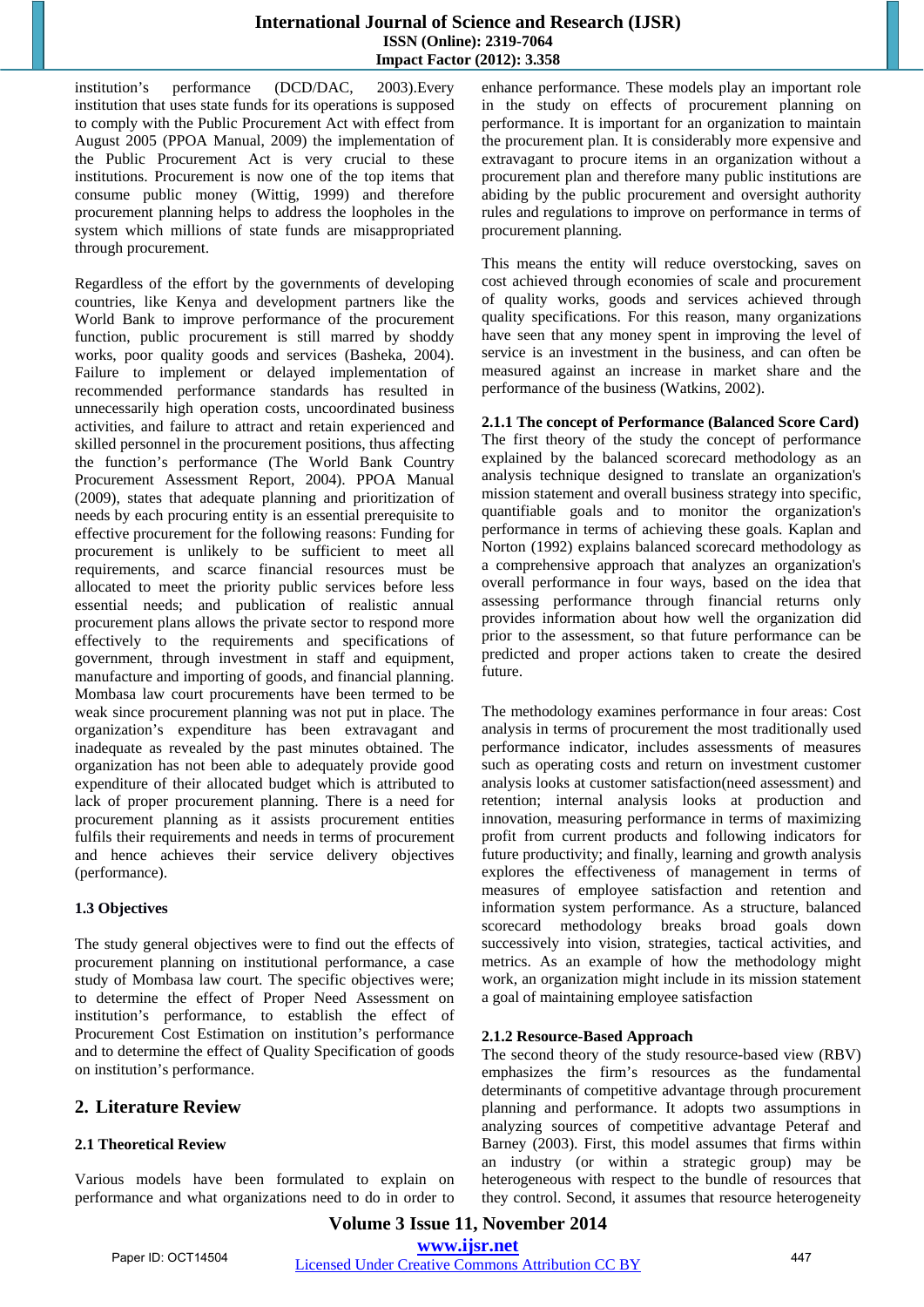institution's performance (DCD/DAC, 2003).Every institution that uses state funds for its operations is supposed to comply with the Public Procurement Act with effect from August 2005 (PPOA Manual, 2009) the implementation of the Public Procurement Act is very crucial to these institutions. Procurement is now one of the top items that consume public money (Wittig, 1999) and therefore procurement planning helps to address the loopholes in the system which millions of state funds are misappropriated through procurement.

Regardless of the effort by the governments of developing countries, like Kenya and development partners like the World Bank to improve performance of the procurement function, public procurement is still marred by shoddy works, poor quality goods and services (Basheka, 2004). Failure to implement or delayed implementation of recommended performance standards has resulted in unnecessarily high operation costs, uncoordinated business activities, and failure to attract and retain experienced and skilled personnel in the procurement positions, thus affecting the function's performance (The World Bank Country Procurement Assessment Report, 2004). PPOA Manual (2009), states that adequate planning and prioritization of needs by each procuring entity is an essential prerequisite to effective procurement for the following reasons: Funding for procurement is unlikely to be sufficient to meet all requirements, and scarce financial resources must be allocated to meet the priority public services before less essential needs; and publication of realistic annual procurement plans allows the private sector to respond more effectively to the requirements and specifications of government, through investment in staff and equipment, manufacture and importing of goods, and financial planning. Mombasa law court procurements have been termed to be weak since procurement planning was not put in place. The organization's expenditure has been extravagant and inadequate as revealed by the past minutes obtained. The organization has not been able to adequately provide good expenditure of their allocated budget which is attributed to lack of proper procurement planning. There is a need for procurement planning as it assists procurement entities fulfils their requirements and needs in terms of procurement and hence achieves their service delivery objectives (performance).

### 1.3 Objectives

The study general objectives were to find out the effects of procurement planning on institutional performance, a case study of Mombasa law court. The specific objectives were; to determine the effect of Proper Need Assessment on institution's performance, to establish the effect of Procurement Cost Estimation on institution's performance and to determine the effect of Quality Specification of goods on institution's performance.

## 2. Literature Review

### 2.1 Theoretical Review

Various models have been formulated to explain on performance and what organizations need to do in order to enhance performance. These models play an important role in the study on effects of procurement planning on performance. It is important for an organization to maintain the procurement plan. It is considerably more expensive and extravagant to procure items in an organization without a procurement plan and therefore many public institutions are abiding by the public procurement and oversight authority rules and regulations to improve on performance in terms of procurement planning.

This means the entity will reduce overstocking, saves on cost achieved through economies of scale and procurement of quality works, goods and services achieved through quality specifications. For this reason, many organizations have seen that any money spent in improving the level of service is an investment in the business, and can often be measured against an increase in market share and the performance of the business (Watkins, 2002).

#### 2.1.1 The concept of Performance (Balanced Score Card)

The first theory of the study the concept of performance explained by the balanced scorecard methodology as an analysis technique designed to translate an organization's mission statement and overall business strategy into specific, quantifiable goals and to monitor the organization's performance in terms of achieving these goals. Kaplan and Norton (1992) explains balanced scorecard methodology as a comprehensive approach that analyzes an organization's overall performance in four ways, based on the idea that assessing performance through financial returns only provides information about how well the organization did prior to the assessment, so that future performance can be predicted and proper actions taken to create the desired future.

The methodology examines performance in four areas: Cost analysis in terms of procurement the most traditionally used performance indicator, includes assessments of measures such as operating costs and return on investment customer analysis looks at customer satisfaction(need assessment) and retention; internal analysis looks at production and innovation, measuring performance in terms of maximizing profit from current products and following indicators for future productivity; and finally, learning and growth analysis explores the effectiveness of management in terms of measures of employee satisfaction and retention and information system performance. As a structure, balanced scorecard methodology breaks broad goals down successively into vision, strategies, tactical activities, and metrics. As an example of how the methodology might work, an organization might include in its mission statement a goal of maintaining employee satisfaction

#### 2.1.2 Resource-Based Approach

The second theory of the study resource-based view (RBV) emphasizes the firm's resources as the fundamental determinants of competitive advantage through procurement planning and performance. It adopts two assumptions in analyzing sources of competitive advantage Peteraf and Barney (2003). First, this model assumes that firms within an industry (or within a strategic group) may be heterogeneous with respect to the bundle of resources that they control. Second, it assumes that resource heterogeneity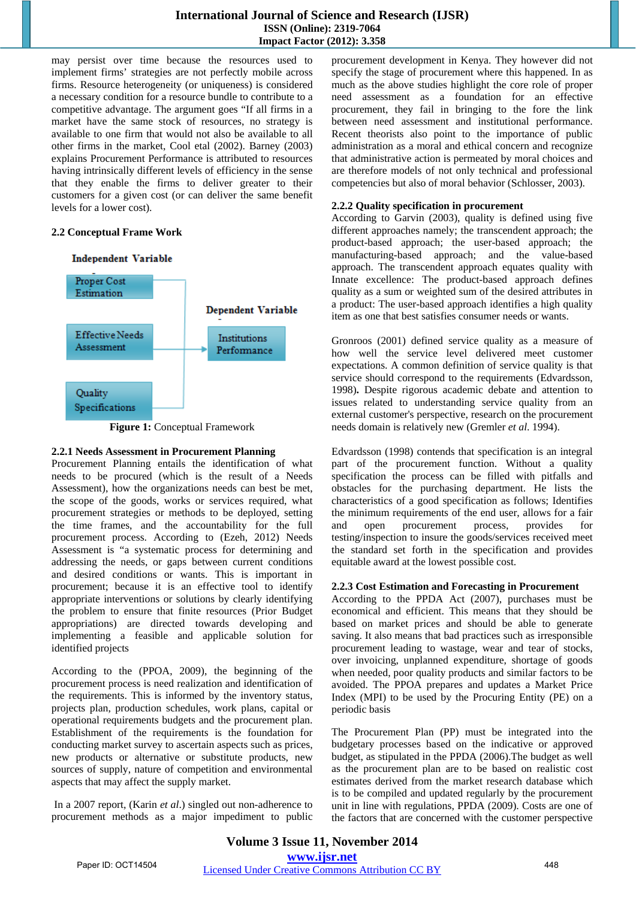may persist over time because the resources used to implement firms' strategies are not perfectly mobile across firms. Resource heterogeneity (or uniqueness) is considered a necessary condition for a resource bundle to contribute to a competitive advantage. The argument goes "If all firms in a market have the same stock of resources, no strategy is available to one firm that would not also be available to all other firms in the market, Cool etal (2002). Barney (2003) explains Procurement Performance is attributed to resources having intrinsically different levels of efficiency in the sense that they enable the firms to deliver greater to their customers for a given cost (or can deliver the same benefit levels for a lower cost).

## 2.2 Conceptual Frame Work

Independent Variable

- Proper Cost Estimation
- Effective Needs Assessment
- Quality Specifications

Dependent Variable

- Institutions Performance

**Figure 1:** Conceptual Framework

### 2.2.1 Needs Assessment in Procurement Planning

Procurement Planning entails the identification of what needs to be procured (which is the result of a Needs Assessment), how the organizations needs can best be met, the scope of the goods, works or services required, what procurement strategies or methods to be deployed, setting the time frames, and the accountability for the full procurement process. According to (Ezeh, 2012) Needs Assessment is "a systematic process for determining and addressing the needs, or gaps between current conditions and desired conditions or wants. This is important in procurement; because it is an effective tool to identify appropriate interventions or solutions by clearly identifying the problem to ensure that finite resources (Prior Budget appropriations) are directed towards developing and implementing a feasible and applicable solution for identified projects

According to the (PPOA, 2009), the beginning of the procurement process is need realization and identification of the requirements. This is informed by the inventory status, projects plan, production schedules, work plans, capital or operational requirements budgets and the procurement plan. Establishment of the requirements is the foundation for conducting market survey to ascertain aspects such as prices, new products or alternative or substitute products, new sources of supply, nature of competition and environmental aspects that may affect the supply market.

In a 2007 report, (Karin *et al*.) singled out non-adherence to procurement methods as a major impediment to public procurement development in Kenya. They however did not specify the stage of procurement where this happened. In as much as the above studies highlight the core role of proper need assessment as a foundation for an effective procurement, they fail in bringing to the fore the link between need assessment and institutional performance. Recent theorists also point to the importance of public administration as a moral and ethical concern and recognize that administrative action is permeated by moral choices and are therefore models of not only technical and professional competencies but also of moral behavior (Schlosser, 2003).

### 2.2.2 Quality specification in procurement

According to Garvin (2003), quality is defined using five different approaches namely; the transcendent approach; the product-based approach; the user-based approach; the manufacturing-based approach; and the value-based approach. The transcendent approach equates quality with Innate excellence: The product-based approach defines quality as a sum or weighted sum of the desired attributes in a product: The user-based approach identifies a high quality item as one that best satisfies consumer needs or wants.

Gronroos (2001) defined service quality as a measure of how well the service level delivered meet customer expectations. A common definition of service quality is that service should correspond to the requirements (Edvardsson, 1998)**.** Despite rigorous academic debate and attention to issues related to understanding service quality from an external customer's perspective, research on the procurement needs domain is relatively new (Gremler *et al*. 1994).

Edvardsson (1998) contends that specification is an integral part of the procurement function. Without a quality specification the process can be filled with pitfalls and obstacles for the purchasing department. He lists the characteristics of a good specification as follows; Identifies the minimum requirements of the end user, allows for a fair and open procurement process, provides for testing/inspection to insure the goods/services received meet the standard set forth in the specification and provides equitable award at the lowest possible cost.

### 2.2.3 Cost Estimation and Forecasting in Procurement

According to the PPDA Act (2007), purchases must be economical and efficient. This means that they should be based on market prices and should be able to generate saving. It also means that bad practices such as irresponsible procurement leading to wastage, wear and tear of stocks, over invoicing, unplanned expenditure, shortage of goods when needed, poor quality products and similar factors to be avoided. The PPOA prepares and updates a Market Price Index (MPI) to be used by the Procuring Entity (PE) on a periodic basis

The Procurement Plan (PP) must be integrated into the budgetary processes based on the indicative or approved budget, as stipulated in the PPDA (2006).The budget as well as the procurement plan are to be based on realistic cost estimates derived from the market research database which is to be compiled and updated regularly by the procurement unit in line with regulations, PPDA (2009). Costs are one of the factors that are concerned with the customer perspective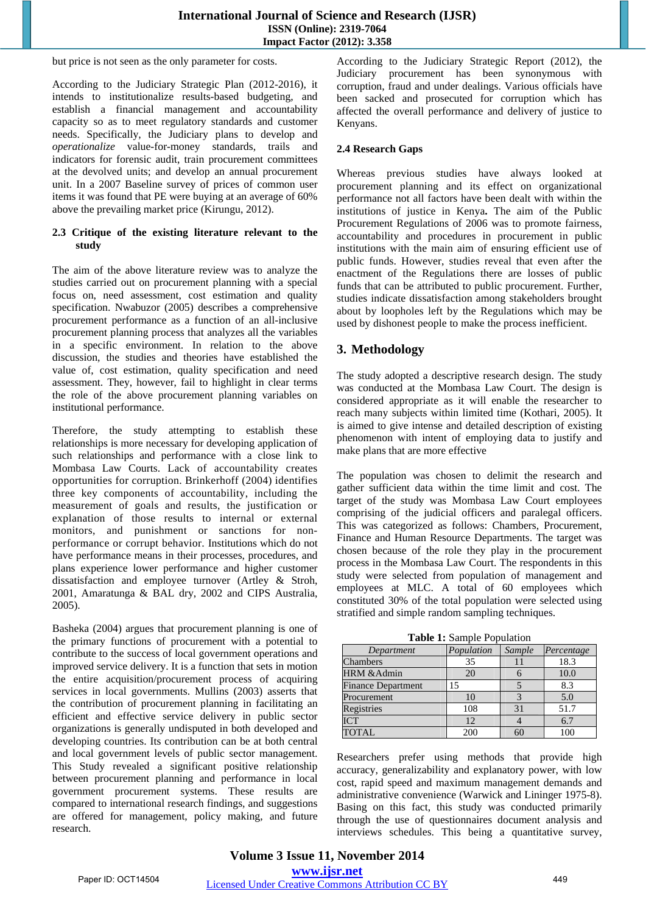but price is not seen as the only parameter for costs.

According to the Judiciary Strategic Plan (2012-2016), it intends to institutionalize results-based budgeting, and establish a financial management and accountability capacity so as to meet regulatory standards and customer needs. Specifically, the Judiciary plans to develop and *operationalize* value-for-money standards, trails and indicators for forensic audit, train procurement committees at the devolved units; and develop an annual procurement unit. In a 2007 Baseline survey of prices of common user items it was found that PE were buying at an average of 60% above the prevailing market price (Kirungu, 2012).

### 2.3 Critique of the existing literature relevant to the study

The aim of the above literature review was to analyze the studies carried out on procurement planning with a special focus on, need assessment, cost estimation and quality specification. Nwabuzor (2005) describes a comprehensive procurement performance as a function of an all-inclusive procurement planning process that analyzes all the variables in a specific environment. In relation to the above discussion, the studies and theories have established the value of, cost estimation, quality specification and need assessment. They, however, fail to highlight in clear terms the role of the above procurement planning variables on institutional performance.

Therefore, the study attempting to establish these relationships is more necessary for developing application of such relationships and performance with a close link to Mombasa Law Courts. Lack of accountability creates opportunities for corruption. Brinkerhoff (2004) identifies three key components of accountability, including the measurement of goals and results, the justification or explanation of those results to internal or external monitors, and punishment or sanctions for non-performance or corrupt behavior. Institutions which do not have performance means in their processes, procedures, and plans experience lower performance and higher customer dissatisfaction and employee turnover (Artley & Stroh, 2001, Amaratunga & BAL dry, 2002 and CIPS Australia, 2005).

Basheka (2004) argues that procurement planning is one of the primary functions of procurement with a potential to contribute to the success of local government operations and improved service delivery. It is a function that sets in motion the entire acquisition/procurement process of acquiring services in local governments. Mullins (2003) asserts that the contribution of procurement planning in facilitating an efficient and effective service delivery in public sector organizations is generally undisputed in both developed and developing countries. Its contribution can be at both central and local government levels of public sector management. This Study revealed a significant positive relationship between procurement planning and performance in local government procurement systems. These results are compared to international research findings, and suggestions are offered for management, policy making, and future research.

According to the Judiciary Strategic Report (2012), the Judiciary procurement has been synonymous with corruption, fraud and under dealings. Various officials have been sacked and prosecuted for corruption which has affected the overall performance and delivery of justice to Kenyans.

### 2.4 Research Gaps

Whereas previous studies have always looked at procurement planning and its effect on organizational performance not all factors have been dealt with within the institutions of justice in Kenya**.** The aim of the Public Procurement Regulations of 2006 was to promote fairness, accountability and procedures in procurement in public institutions with the main aim of ensuring efficient use of public funds. However, studies reveal that even after the enactment of the Regulations there are losses of public funds that can be attributed to public procurement. Further, studies indicate dissatisfaction among stakeholders brought about by loopholes left by the Regulations which may be used by dishonest people to make the process inefficient.

## 3. Methodology

The study adopted a descriptive research design. The study was conducted at the Mombasa Law Court. The design is considered appropriate as it will enable the researcher to reach many subjects within limited time (Kothari, 2005). It is aimed to give intense and detailed description of existing phenomenon with intent of employing data to justify and make plans that are more effective

The population was chosen to delimit the research and gather sufficient data within the time limit and cost. The target of the study was Mombasa Law Court employees comprising of the judicial officers and paralegal officers. This was categorized as follows: Chambers, Procurement, Finance and Human Resource Departments. The target was chosen because of the role they play in the procurement process in the Mombasa Law Court. The respondents in this study were selected from population of management and employees at MLC. A total of 60 employees which constituted 30% of the total population were selected using stratified and simple random sampling techniques.

**Table 1:** Sample Population

| *Department* | *Population* | *Sample* | *Percentage* |
|---|---|---|---|
| Chambers | 35 | 11 | 18.3 |
| HRM &Admin | 20 | 6 | 10.0 |
| Finance Department | 15 | 5 | 8.3 |
| Procurement | 10 | 3 | 5.0 |
| Registries | 108 | 31 | 51.7 |
| ICT | 12 | 4 | 6.7 |
| TOTAL | 200 | 60 | 100 |

Researchers prefer using methods that provide high accuracy, generalizability and explanatory power, with low cost, rapid speed and maximum management demands and administrative convenience (Warwick and Lininger 1975-8). Basing on this fact, this study was conducted primarily through the use of questionnaires document analysis and interviews schedules. This being a quantitative survey,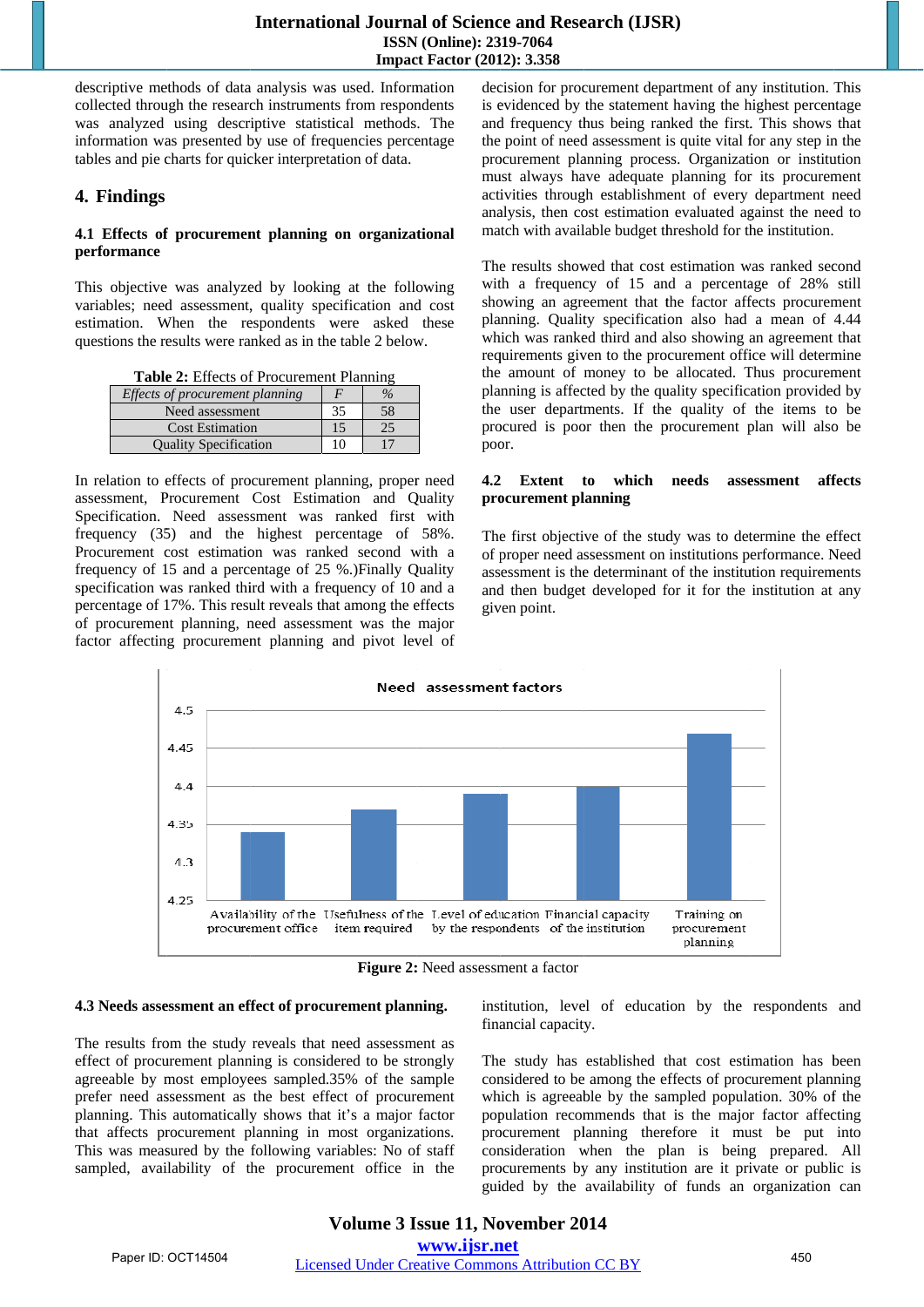descriptive methods of data analysis was used. Information collected through the research instruments from respondents was analyzed using descriptive statistical methods. The information was presented by use of frequencies percentage tables and pie charts for quicker interpretation of data.

## 4. Findings

### 4.1 Effects of procurement planning on organizational performance

This objective was analyzed by looking at the following variables; need assessment, quality specification and cost estimation. When the respondents were asked these questions the results were ranked as in the table 2 below.

**Table 2:** Effects of Procurement Planning

| *Effects of procurement planning* | *F* | *%* |
|---|---|---|
| Need assessment | 35 | 58 |
| Cost Estimation | 15 | 25 |
| Quality Specification | 10 | 17 |

In relation to effects of procurement planning, proper need assessment, Procurement Cost Estimation and Quality Specification. Need assessment was ranked first with frequency (35) and the highest percentage of 58%. Procurement cost estimation was ranked second with a frequency of 15 and a percentage of 25 %.)Finally Quality specification was ranked third with a frequency of 10 and a percentage of 17%. This result reveals that among the effects of procurement planning, need assessment was the major factor affecting procurement planning and pivot level of decision for procurement department of any institution. This is evidenced by the statement having the highest percentage and frequency thus being ranked the first. This shows that the point of need assessment is quite vital for any step in the procurement planning process. Organization or institution must always have adequate planning for its procurement activities through establishment of every department need analysis, then cost estimation evaluated against the need to match with available budget threshold for the institution.

The results showed that cost estimation was ranked second with a frequency of 15 and a percentage of 28% still showing an agreement that the factor affects procurement planning. Quality specification also had a mean of 4.44 which was ranked third and also showing an agreement that requirements given to the procurement office will determine the amount of money to be allocated. Thus procurement planning is affected by the quality specification provided by the user departments. If the quality of the items to be procured is poor then the procurement plan will also be poor.

### 4.2 Extent to which needs assessment affects procurement planning

The first objective of the study was to determine the effect of proper need assessment on institutions performance. Need assessment is the determinant of the institution requirements and then budget developed for it for the institution at any given point.

**Figure 2:** Need assessment a factor

### 4.3 Needs assessment an effect of procurement planning.

The results from the study reveals that need assessment as effect of procurement planning is considered to be strongly agreeable by most employees sampled.35% of the sample prefer need assessment as the best effect of procurement planning. This automatically shows that it's a major factor that affects procurement planning in most organizations. This was measured by the following variables: No of staff sampled, availability of the procurement office in the institution, level of education by the respondents and financial capacity.

The study has established that cost estimation has been considered to be among the effects of procurement planning which is agreeable by the sampled population. 30% of the population recommends that is the major factor affecting procurement planning therefore it must be put into consideration when the plan is being prepared. All procurements by any institution are it private or public is guided by the availability of funds an organization can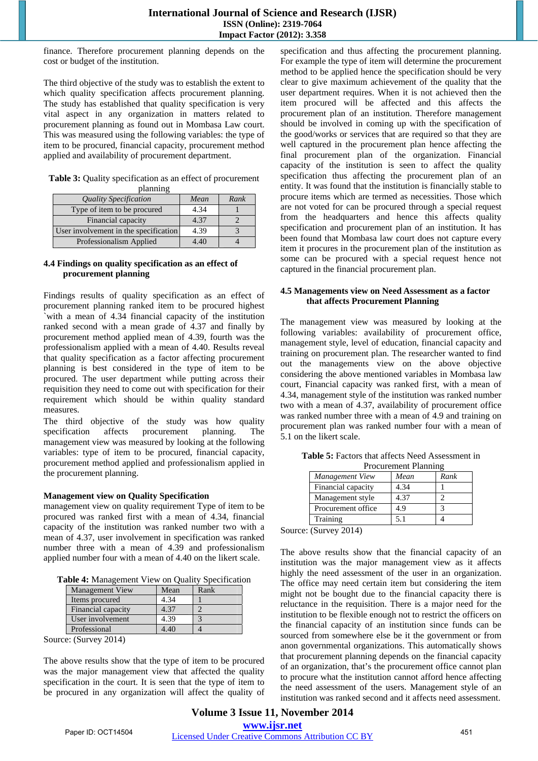finance. Therefore procurement planning depends on the cost or budget of the institution.

The third objective of the study was to establish the extent to which quality specification affects procurement planning. The study has established that quality specification is very vital aspect in any organization in matters related to procurement planning as found out in Mombasa Law court. This was measured using the following variables: the type of item to be procured, financial capacity, procurement method applied and availability of procurement department.

**Table 3:** Quality specification as an effect of procurement planning

| *Quality Specification* | *Mean* | *Rank* |
|---|---|---|
| Type of item to be procured | 4.34 | 1 |
| Financial capacity | 4.37 | 2 |
| User involvement in the specification | 4.39 | 3 |
| Professionalism Applied | 4.40 | 4 |

### 4.4 Findings on quality specification as an effect of procurement planning

Findings results of quality specification as an effect of procurement planning ranked item to be procured highest `with a mean of 4.34 financial capacity of the institution ranked second with a mean grade of 4.37 and finally by procurement method applied mean of 4.39, fourth was the professionalism applied with a mean of 4.40. Results reveal that quality specification as a factor affecting procurement planning is best considered in the type of item to be procured. The user department while putting across their requisition they need to come out with specification for their requirement which should be within quality standard measures.

The third objective of the study was how quality specification affects procurement planning. The management view was measured by looking at the following variables: type of item to be procured, financial capacity, procurement method applied and professionalism applied in the procurement planning.

**Management view on Quality Specification**

management view on quality requirement Type of item to be procured was ranked first with a mean of 4.34, financial capacity of the institution was ranked number two with a mean of 4.37, user involvement in specification was ranked number three with a mean of 4.39 and professionalism applied number four with a mean of 4.40 on the likert scale.

**Table 4:** Management View on Quality Specification

| Management View | Mean | Rank |
|---|---|---|
| Items procured | 4.34 | 1 |
| Financial capacity | 4.37 | 2 |
| User involvement | 4.39 | 3 |
| Professional | 4.40 | 4 |

Source: (Survey 2014)

The above results show that the type of item to be procured was the major management view that affected the quality specification in the court. It is seen that the type of item to be procured in any organization will affect the quality of specification and thus affecting the procurement planning. For example the type of item will determine the procurement method to be applied hence the specification should be very clear to give maximum achievement of the quality that the user department requires. When it is not achieved then the item procured will be affected and this affects the procurement plan of an institution. Therefore management should be involved in coming up with the specification of the good/works or services that are required so that they are well captured in the procurement plan hence affecting the final procurement plan of the organization. Financial capacity of the institution is seen to affect the quality specification thus affecting the procurement plan of an entity. It was found that the institution is financially stable to procure items which are termed as necessities. Those which are not voted for can be procured through a special request from the headquarters and hence this affects quality specification and procurement plan of an institution. It has been found that Mombasa law court does not capture every item it procures in the procurement plan of the institution as some can be procured with a special request hence not captured in the financial procurement plan.

### 4.5 Managements view on Need Assessment as a factor that affects Procurement Planning

The management view was measured by looking at the following variables: availability of procurement office, management style, level of education, financial capacity and training on procurement plan. The researcher wanted to find out the managements view on the above objective considering the above mentioned variables in Mombasa law court, Financial capacity was ranked first, with a mean of 4.34, management style of the institution was ranked number two with a mean of 4.37, availability of procurement office was ranked number three with a mean of 4.9 and training on procurement plan was ranked number four with a mean of 5.1 on the likert scale.

**Table 5:** Factors that affects Need Assessment in Procurement Planning

| *Management View* | *Mean* | *Rank* |
|---|---|---|
| Financial capacity | 4.34 | 1 |
| Management style | 4.37 | 2 |
| Procurement office | 4.9 | 3 |
| Training | 5.1 | 4 |

Source: (Survey 2014)

The above results show that the financial capacity of an institution was the major management view as it affects highly the need assessment of the user in an organization. The office may need certain item but considering the item might not be bought due to the financial capacity there is reluctance in the requisition. There is a major need for the institution to be flexible enough not to restrict the officers on the financial capacity of an institution since funds can be sourced from somewhere else be it the government or from anon governmental organizations. This automatically shows that procurement planning depends on the financial capacity of an organization, that's the procurement office cannot plan to procure what the institution cannot afford hence affecting the need assessment of the users. Management style of an institution was ranked second and it affects need assessment.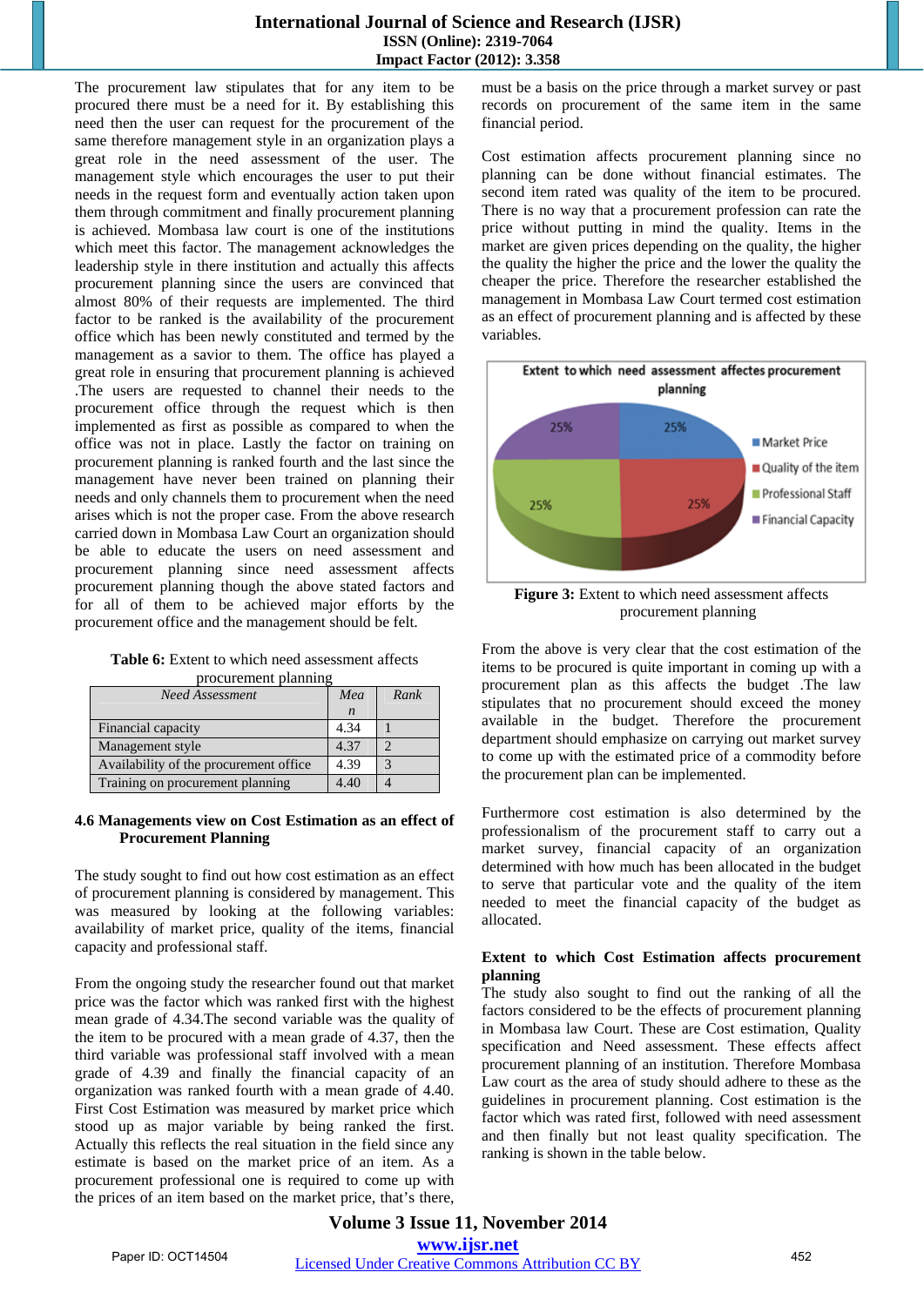The procurement law stipulates that for any item to be procured there must be a need for it. By establishing this need then the user can request for the procurement of the same therefore management style in an organization plays a great role in the need assessment of the user. The management style which encourages the user to put their needs in the request form and eventually action taken upon them through commitment and finally procurement planning is achieved. Mombasa law court is one of the institutions which meet this factor. The management acknowledges the leadership style in there institution and actually this affects procurement planning since the users are convinced that almost 80% of their requests are implemented. The third factor to be ranked is the availability of the procurement office which has been newly constituted and termed by the management as a savior to them. The office has played a great role in ensuring that procurement planning is achieved .The users are requested to channel their needs to the procurement office through the request which is then implemented as first as possible as compared to when the office was not in place. Lastly the factor on training on procurement planning is ranked fourth and the last since the management have never been trained on planning their needs and only channels them to procurement when the need arises which is not the proper case. From the above research carried down in Mombasa Law Court an organization should be able to educate the users on need assessment and procurement planning since need assessment affects procurement planning though the above stated factors and for all of them to be achieved major efforts by the procurement office and the management should be felt.

**Table 6:** Extent to which need assessment affects procurement planning

| *Need Assessment* | *Mean* | *Rank* |
|---|---|---|
| Financial capacity | 4.34 | 1 |
| Management style | 4.37 | 2 |
| Availability of the procurement office | 4.39 | 3 |
| Training on procurement planning | 4.40 | 4 |

### 4.6 Managements view on Cost Estimation as an effect of Procurement Planning

The study sought to find out how cost estimation as an effect of procurement planning is considered by management. This was measured by looking at the following variables: availability of market price, quality of the items, financial capacity and professional staff.

From the ongoing study the researcher found out that market price was the factor which was ranked first with the highest mean grade of 4.34.The second variable was the quality of the item to be procured with a mean grade of 4.37, then the third variable was professional staff involved with a mean grade of 4.39 and finally the financial capacity of an organization was ranked fourth with a mean grade of 4.40. First Cost Estimation was measured by market price which stood up as major variable by being ranked the first. Actually this reflects the real situation in the field since any estimate is based on the market price of an item. As a procurement professional one is required to come up with the prices of an item based on the market price, that's there, must be a basis on the price through a market survey or past records on procurement of the same item in the same financial period.

Cost estimation affects procurement planning since no planning can be done without financial estimates. The second item rated was quality of the item to be procured. There is no way that a procurement profession can rate the price without putting in mind the quality. Items in the market are given prices depending on the quality, the higher the quality the higher the price and the lower the quality the cheaper the price. Therefore the researcher established the management in Mombasa Law Court termed cost estimation as an effect of procurement planning and is affected by these variables.

**Figure 3:** Extent to which need assessment affects procurement planning

From the above is very clear that the cost estimation of the items to be procured is quite important in coming up with a procurement plan as this affects the budget .The law stipulates that no procurement should exceed the money available in the budget. Therefore the procurement department should emphasize on carrying out market survey to come up with the estimated price of a commodity before the procurement plan can be implemented.

Furthermore cost estimation is also determined by the professionalism of the procurement staff to carry out a market survey, financial capacity of an organization determined with how much has been allocated in the budget to serve that particular vote and the quality of the item needed to meet the financial capacity of the budget as allocated.

**Extent to which Cost Estimation affects procurement planning**

The study also sought to find out the ranking of all the factors considered to be the effects of procurement planning in Mombasa law Court. These are Cost estimation, Quality specification and Need assessment. These effects affect procurement planning of an institution. Therefore Mombasa Law court as the area of study should adhere to these as the guidelines in procurement planning. Cost estimation is the factor which was rated first, followed with need assessment and then finally but not least quality specification. The ranking is shown in the table below.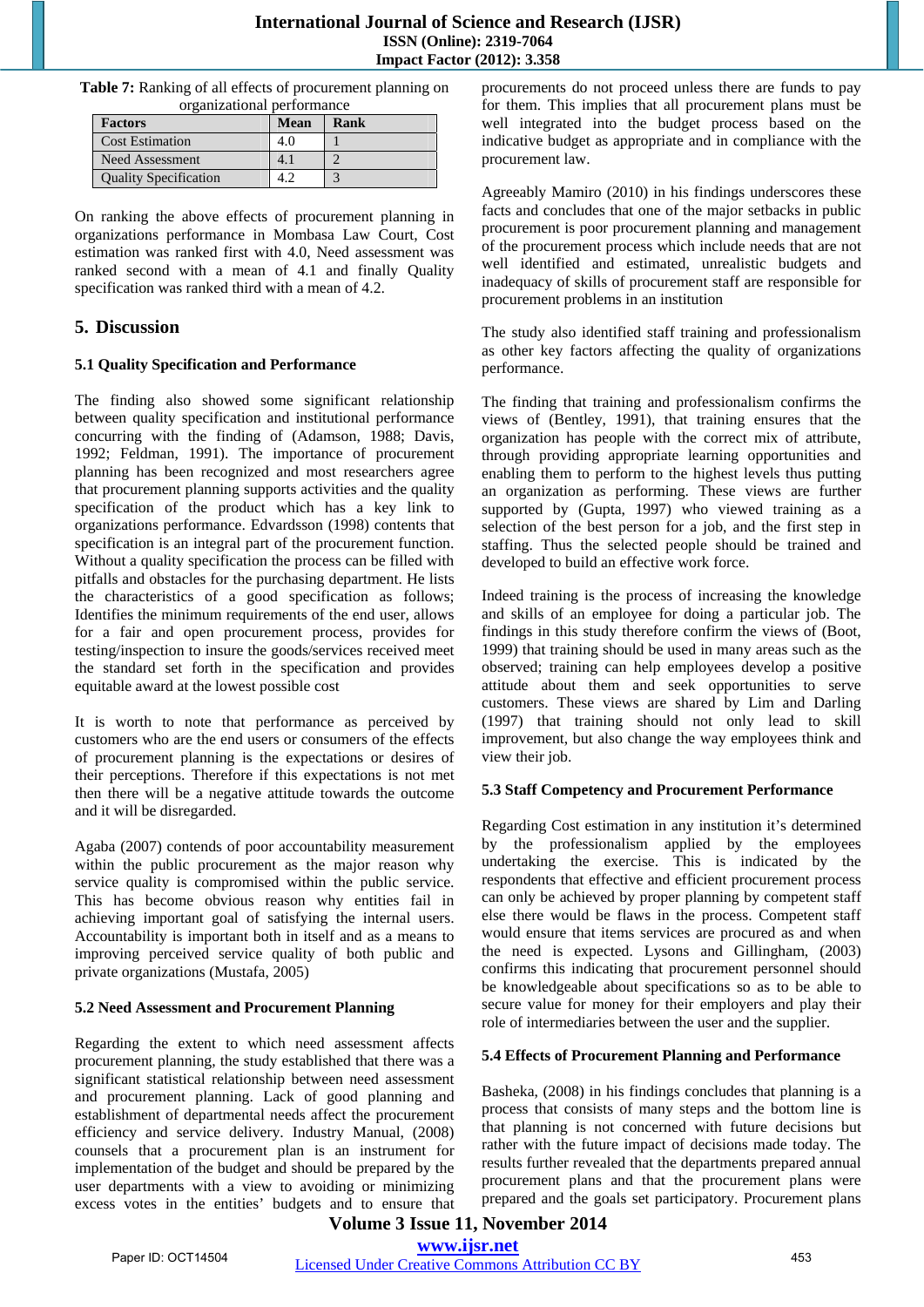**Table 7:** Ranking of all effects of procurement planning on organizational performance

| Factors | Mean | Rank |
|---|---|---|
| Cost Estimation | 4.0 | 1 |
| Need Assessment | 4.1 | 2 |
| Quality Specification | 4.2 | 3 |

On ranking the above effects of procurement planning in organizations performance in Mombasa Law Court, Cost estimation was ranked first with 4.0, Need assessment was ranked second with a mean of 4.1 and finally Quality specification was ranked third with a mean of 4.2.

## 5. Discussion

### 5.1 Quality Specification and Performance

The finding also showed some significant relationship between quality specification and institutional performance concurring with the finding of (Adamson, 1988; Davis, 1992; Feldman, 1991). The importance of procurement planning has been recognized and most researchers agree that procurement planning supports activities and the quality specification of the product which has a key link to organizations performance. Edvardsson (1998) contents that specification is an integral part of the procurement function. Without a quality specification the process can be filled with pitfalls and obstacles for the purchasing department. He lists the characteristics of a good specification as follows; Identifies the minimum requirements of the end user, allows for a fair and open procurement process, provides for testing/inspection to insure the goods/services received meet the standard set forth in the specification and provides equitable award at the lowest possible cost

It is worth to note that performance as perceived by customers who are the end users or consumers of the effects of procurement planning is the expectations or desires of their perceptions. Therefore if this expectations is not met then there will be a negative attitude towards the outcome and it will be disregarded.

Agaba (2007) contends of poor accountability measurement within the public procurement as the major reason why service quality is compromised within the public service. This has become obvious reason why entities fail in achieving important goal of satisfying the internal users. Accountability is important both in itself and as a means to improving perceived service quality of both public and private organizations (Mustafa, 2005)

### 5.2 Need Assessment and Procurement Planning

Regarding the extent to which need assessment affects procurement planning, the study established that there was a significant statistical relationship between need assessment and procurement planning. Lack of good planning and establishment of departmental needs affect the procurement efficiency and service delivery. Industry Manual, (2008) counsels that a procurement plan is an instrument for implementation of the budget and should be prepared by the user departments with a view to avoiding or minimizing excess votes in the entities' budgets and to ensure that procurements do not proceed unless there are funds to pay for them. This implies that all procurement plans must be well integrated into the budget process based on the indicative budget as appropriate and in compliance with the procurement law.

Agreeably Mamiro (2010) in his findings underscores these facts and concludes that one of the major setbacks in public procurement is poor procurement planning and management of the procurement process which include needs that are not well identified and estimated, unrealistic budgets and inadequacy of skills of procurement staff are responsible for procurement problems in an institution

The study also identified staff training and professionalism as other key factors affecting the quality of organizations performance.

The finding that training and professionalism confirms the views of (Bentley, 1991), that training ensures that the organization has people with the correct mix of attribute, through providing appropriate learning opportunities and enabling them to perform to the highest levels thus putting an organization as performing. These views are further supported by (Gupta, 1997) who viewed training as a selection of the best person for a job, and the first step in staffing. Thus the selected people should be trained and developed to build an effective work force.

Indeed training is the process of increasing the knowledge and skills of an employee for doing a particular job. The findings in this study therefore confirm the views of (Boot, 1999) that training should be used in many areas such as the observed; training can help employees develop a positive attitude about them and seek opportunities to serve customers. These views are shared by Lim and Darling (1997) that training should not only lead to skill improvement, but also change the way employees think and view their job.

### 5.3 Staff Competency and Procurement Performance

Regarding Cost estimation in any institution it's determined by the professionalism applied by the employees undertaking the exercise. This is indicated by the respondents that effective and efficient procurement process can only be achieved by proper planning by competent staff else there would be flaws in the process. Competent staff would ensure that items services are procured as and when the need is expected. Lysons and Gillingham, (2003) confirms this indicating that procurement personnel should be knowledgeable about specifications so as to be able to secure value for money for their employers and play their role of intermediaries between the user and the supplier.

### 5.4 Effects of Procurement Planning and Performance

Basheka, (2008) in his findings concludes that planning is a process that consists of many steps and the bottom line is that planning is not concerned with future decisions but rather with the future impact of decisions made today. The results further revealed that the departments prepared annual procurement plans and that the procurement plans were prepared and the goals set participatory. Procurement plans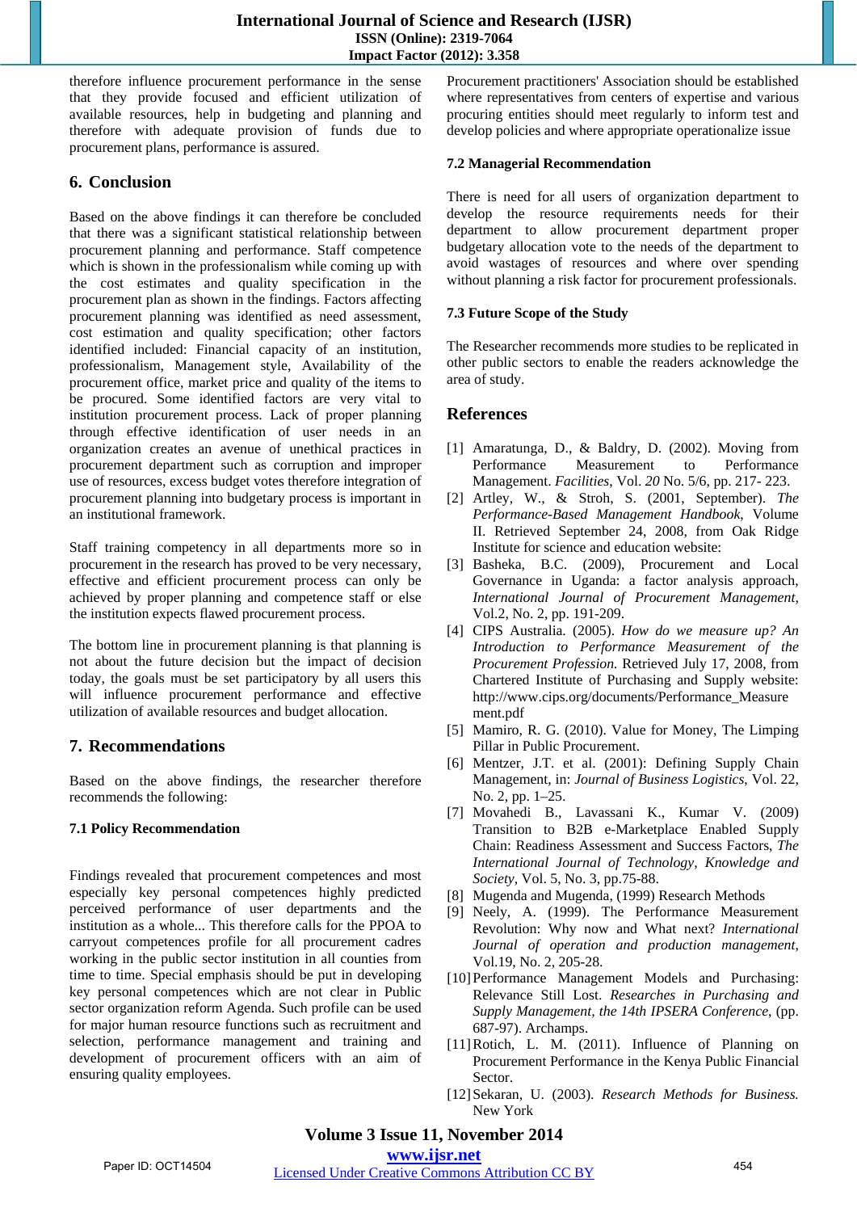therefore influence procurement performance in the sense that they provide focused and efficient utilization of available resources, help in budgeting and planning and therefore with adequate provision of funds due to procurement plans, performance is assured.

## 6. Conclusion

Based on the above findings it can therefore be concluded that there was a significant statistical relationship between procurement planning and performance. Staff competence which is shown in the professionalism while coming up with the cost estimates and quality specification in the procurement plan as shown in the findings. Factors affecting procurement planning was identified as need assessment, cost estimation and quality specification; other factors identified included: Financial capacity of an institution, professionalism, Management style, Availability of the procurement office, market price and quality of the items to be procured. Some identified factors are very vital to institution procurement process. Lack of proper planning through effective identification of user needs in an organization creates an avenue of unethical practices in procurement department such as corruption and improper use of resources, excess budget votes therefore integration of procurement planning into budgetary process is important in an institutional framework.

Staff training competency in all departments more so in procurement in the research has proved to be very necessary, effective and efficient procurement process can only be achieved by proper planning and competence staff or else the institution expects flawed procurement process.

The bottom line in procurement planning is that planning is not about the future decision but the impact of the decision today, the goals must be set participatory by all users this will influence procurement performance and effective utilization of available resources and budget allocation.

## 7. Recommendations

Based on the above findings, the researcher therefore recommends the following:

### 7.1 Policy Recommendation

Findings revealed that procurement competences and most especially key personal competences highly predicted perceived performance of user departments and the institution as a whole... This therefore calls for the PPOA to carryout competences profile for all procurement cadres working in the public sector institution in all counties from time to time. Special emphasis should be put in developing key personal competences which are not clear in Public sector organization reform Agenda. Such profile can be used for major human resource functions such as recruitment and selection, performance management and training and development of procurement officers with an aim of ensuring quality employees.

Procurement practitioners' Association should be established where representatives from centers of expertise and various procuring entities should meet regularly to inform test and develop policies and where appropriate operationalize issue

### 7.2 Managerial Recommendation

There is need for all users of organization department to develop the resource requirements needs for their department to allow procurement department proper budgetary allocation vote to the needs of the department to avoid wastages of resources and where over spending without planning a risk factor for procurement professionals.

### 7.3 Future Scope of the Study

The Researcher recommends more studies to be replicated in other public sectors to enable the readers acknowledge the area of study.

## References

[1] Amaratunga, D., & Baldry, D. (2002). Moving from Performance Measurement to Performance Management. *Facilities*, Vol. *20* No. 5/6, pp. 217- 223.

[2] Artley, W., & Stroh, S. (2001, September). *The Performance-Based Management Handbook*, Volume II. Retrieved September 24, 2008, from Oak Ridge Institute for Science and education website:

[3] Basheka, B.C. (2009), Procurement and Local Governance in Uganda: a factor analysis approach, *International Journal of Procurement Management*, Vol.2, No. 2, pp. 191-209.

[4] CIPS Australia. (2005). *How do we measure up? An Introduction to Performance Measurement of the Procurement Profession.* Retrieved July 17, 2008, from Chartered Institute of Purchasing and Supply website: http://www.cips.org/documents/Performance_Measurement.pdf

[5] Mamiro, R. G. (2010). Value for Money, The Limping Pillar in Public Procurement.

[6] Mentzer, J.T. et al. (2001): Defining Supply Chain Management, in: *Journal of Business Logistics*, Vol. 22, No. 2, pp. 1–25.

[7] Movahedi B., Lavassani K., Kumar V. (2009) Transition to B2B e-Marketplace Enabled Supply Chain: Readiness Assessment and Success Factors, *The International Journal of Technology, Knowledge and Society*, Vol. 5, No. 3, pp.75-88.

[8] Mugenda and Mugenda, (1999) Research Methods

[9] Neely, A. (1999). The Performance Measurement Revolution: Why now and What next? *International Journal of operation and production management*, Vol.19, No. 2, 205-28.

[10] Performance Management Models and Purchasing: Relevance Still Lost. *Researches in Purchasing and Supply Management, the 14th IPSERA Conference*, (pp. 687-97). Archamps.

[11] Rotich, L. M. (2011). Influence of Planning on Procurement Performance in the Kenya Public Financial Sector.

[12] Sekaran, U. (2003). *Research Methods for Business.* New York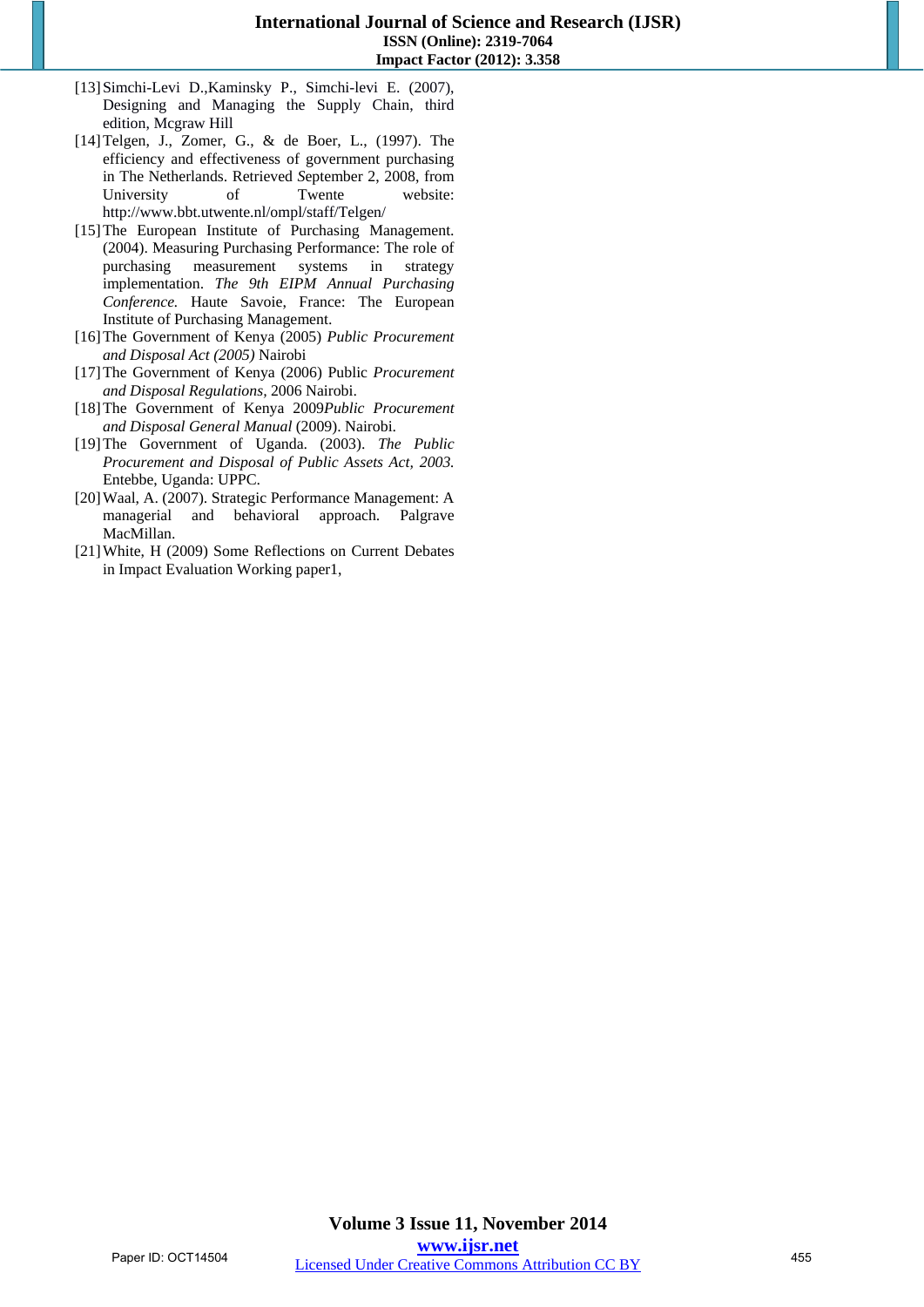[13] Simchi-Levi D.,Kaminsky P., Simchi-levi E. (2007), Designing and Managing the Supply Chain, third edition, Mcgraw Hill

[14] Telgen, J., Zomer, G., & de Boer, L., (1997). The efficiency and effectiveness of government purchasing in The Netherlands. Retrieved September 2, 2008, from University of Twente website: http://www.bbt.utwente.nl/ompl/staff/Telgen/

[15] The European Institute of Purchasing Management. (2004). Measuring Purchasing Performance: The role of purchasing measurement systems in strategy implementation. *The 9th EIPM Annual Purchasing Conference.* Haute Savoie, France: The European Institute of Purchasing Management.

[16] The Government of Kenya (2005) *Public Procurement and Disposal Act (2005)* Nairobi

[17] The Government of Kenya (2006) Public *Procurement and Disposal Regulations,* 2006 Nairobi.

[18] The Government of Kenya 2009*Public Procurement and Disposal General Manual* (2009). Nairobi.

[19] The Government of Uganda. (2003). *The Public Procurement and Disposal of Public Assets Act, 2003.* Entebbe, Uganda: UPPC.

[20] Waal, A. (2007). Strategic Performance Management: A managerial and behavioral approach. Palgrave MacMillan.

[21] White, H (2009) Some Reflections on Current Debates in Impact Evaluation Working paper1,